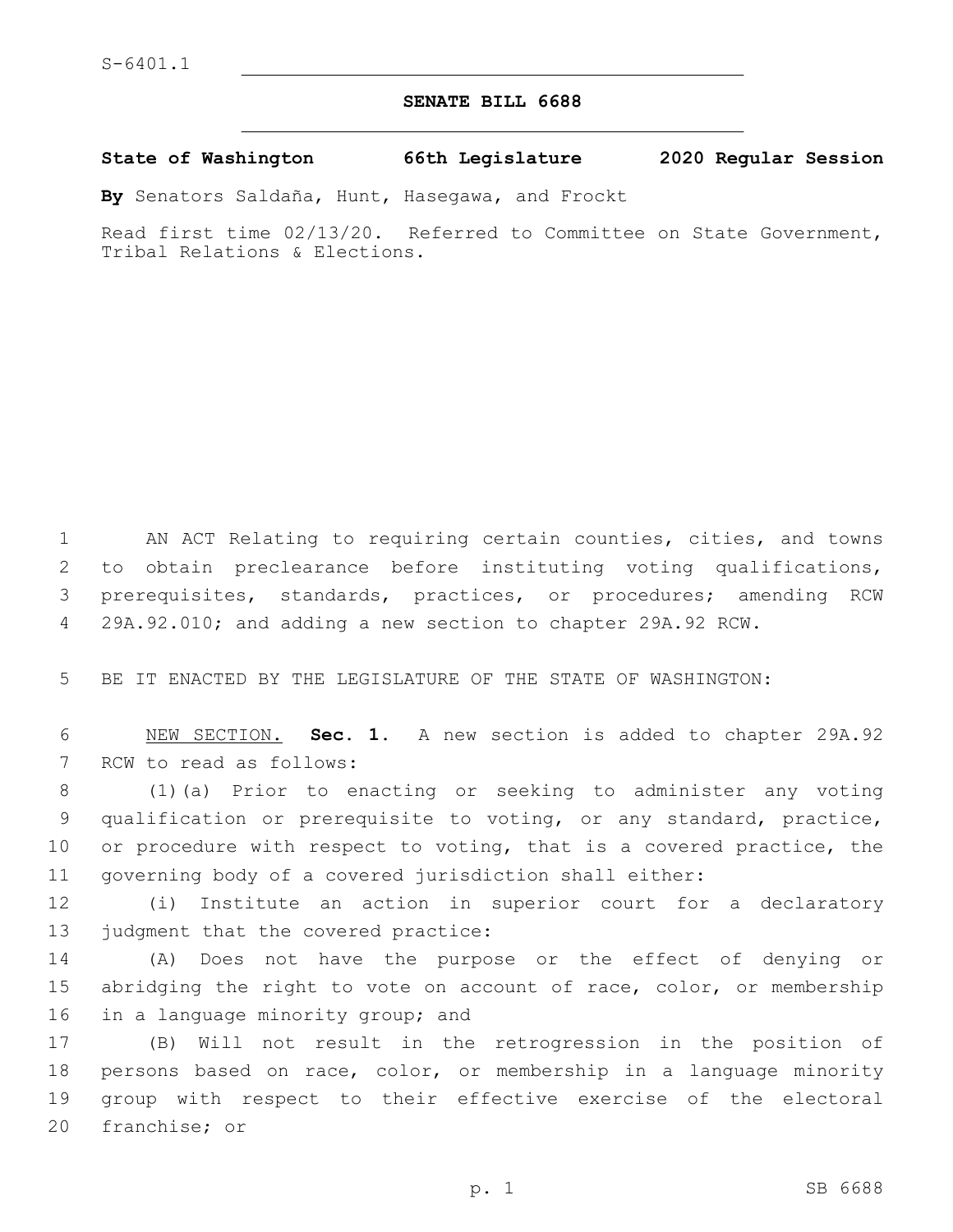S-6401.1

# SENATE BILL 6688

**State of Washington 66th Legislature 2020 Regular Session**

**By** Senators Saldaña, Hunt, Hasegawa, and Frockt

Read first time 02/13/20. Referred to Committee on State Government, Tribal Relations & Elections.

AN ACT Relating to requiring certain counties, cities, and towns to obtain preclearance before instituting voting qualifications, prerequisites, standards, practices, or procedures; amending RCW 29A.92.010; and adding a new section to chapter 29A.92 RCW.

BE IT ENACTED BY THE LEGISLATURE OF THE STATE OF WASHINGTON:

NEW SECTION. **Sec. 1.** A new section is added to chapter 29A.92 RCW to read as follows:

(1)(a) Prior to enacting or seeking to administer any voting qualification or prerequisite to voting, or any standard, practice, or procedure with respect to voting, that is a covered practice, the governing body of a covered jurisdiction shall either:

(i) Institute an action in superior court for a declaratory judgment that the covered practice:

(A) Does not have the purpose or the effect of denying or abridging the right to vote on account of race, color, or membership in a language minority group; and

(B) Will not result in the retrogression in the position of persons based on race, color, or membership in a language minority group with respect to their effective exercise of the electoral franchise; or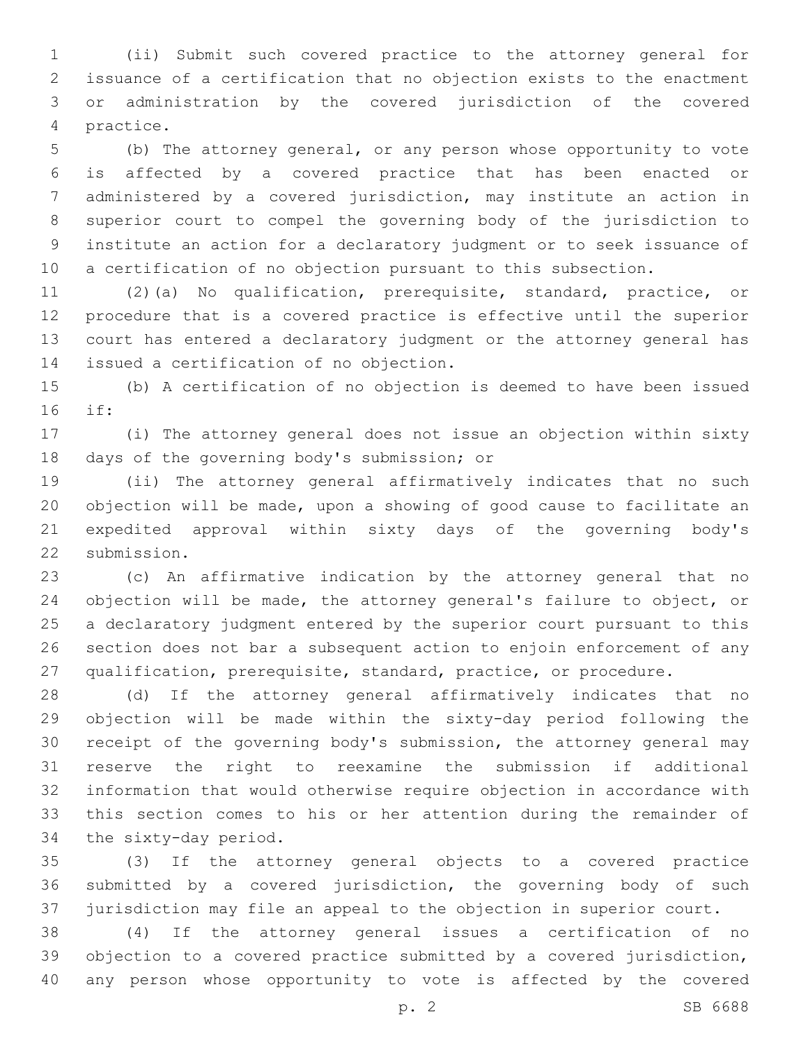(ii) Submit such covered practice to the attorney general for issuance of a certification that no objection exists to the enactment or administration by the covered jurisdiction of the covered practice.

(b) The attorney general, or any person whose opportunity to vote is affected by a covered practice that has been enacted or administered by a covered jurisdiction, may institute an action in superior court to compel the governing body of the jurisdiction to institute an action for a declaratory judgment or to seek issuance of a certification of no objection pursuant to this subsection.

(2)(a) No qualification, prerequisite, standard, practice, or procedure that is a covered practice is effective until the superior court has entered a declaratory judgment or the attorney general has issued a certification of no objection.

(b) A certification of no objection is deemed to have been issued if:

(i) The attorney general does not issue an objection within sixty days of the governing body's submission; or

(ii) The attorney general affirmatively indicates that no such objection will be made, upon a showing of good cause to facilitate an expedited approval within sixty days of the governing body's submission.

(c) An affirmative indication by the attorney general that no objection will be made, the attorney general's failure to object, or a declaratory judgment entered by the superior court pursuant to this section does not bar a subsequent action to enjoin enforcement of any qualification, prerequisite, standard, practice, or procedure.

(d) If the attorney general affirmatively indicates that no objection will be made within the sixty-day period following the receipt of the governing body's submission, the attorney general may reserve the right to reexamine the submission if additional information that would otherwise require objection in accordance with this section comes to his or her attention during the remainder of the sixty-day period.

(3) If the attorney general objects to a covered practice submitted by a covered jurisdiction, the governing body of such jurisdiction may file an appeal to the objection in superior court.

(4) If the attorney general issues a certification of no objection to a covered practice submitted by a covered jurisdiction, any person whose opportunity to vote is affected by the covered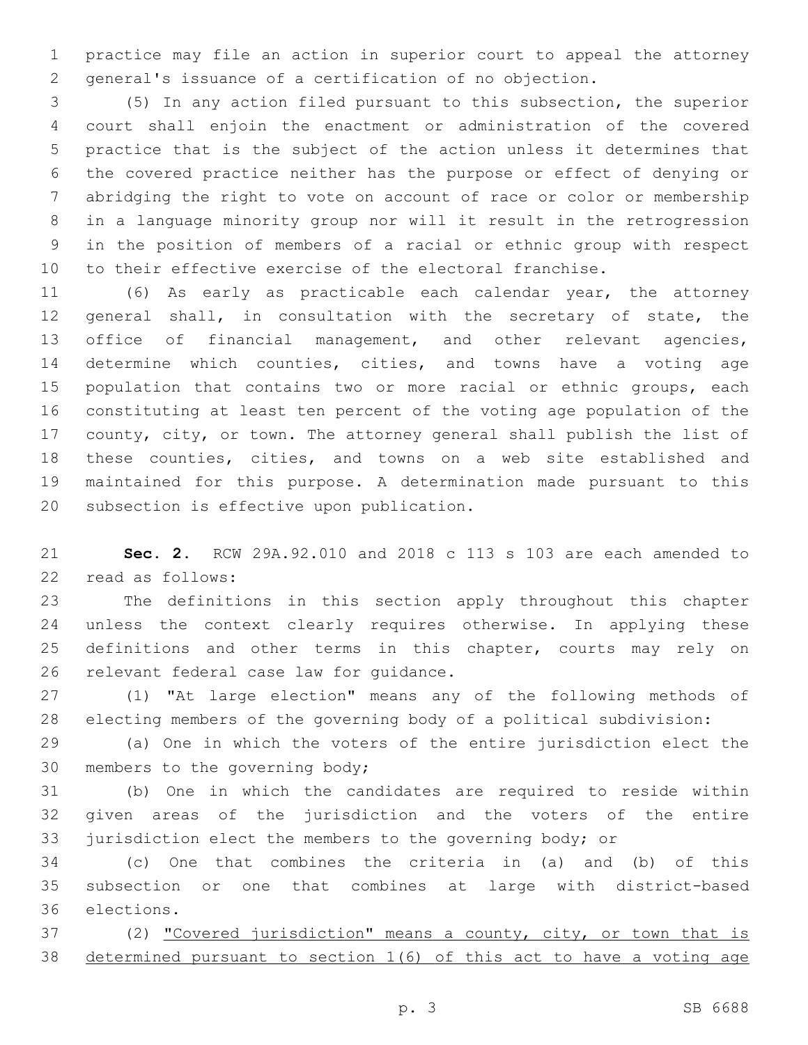practice may file an action in superior court to appeal the attorney general's issuance of a certification of no objection.

(5) In any action filed pursuant to this subsection, the superior court shall enjoin the enactment or administration of the covered practice that is the subject of the action unless it determines that the covered practice neither has the purpose or effect of denying or abridging the right to vote on account of race or color or membership in a language minority group nor will it result in the retrogression in the position of members of a racial or ethnic group with respect to their effective exercise of the electoral franchise.

(6) As early as practicable each calendar year, the attorney general shall, in consultation with the secretary of state, the office of financial management, and other relevant agencies, determine which counties, cities, and towns have a voting age population that contains two or more racial or ethnic groups, each constituting at least ten percent of the voting age population of the county, city, or town. The attorney general shall publish the list of these counties, cities, and towns on a web site established and maintained for this purpose. A determination made pursuant to this subsection is effective upon publication.

**Sec. 2.** RCW 29A.92.010 and 2018 c 113 s 103 are each amended to read as follows:

The definitions in this section apply throughout this chapter unless the context clearly requires otherwise. In applying these definitions and other terms in this chapter, courts may rely on relevant federal case law for guidance.

(1) "At large election" means any of the following methods of electing members of the governing body of a political subdivision:

(a) One in which the voters of the entire jurisdiction elect the members to the governing body;

(b) One in which the candidates are required to reside within given areas of the jurisdiction and the voters of the entire jurisdiction elect the members to the governing body; or

(c) One that combines the criteria in (a) and (b) of this subsection or one that combines at large with district-based elections.

(2) <u>"Covered jurisdiction" means a county, city, or town that is determined pursuant to section 1(6) of this act to have a voting age</u>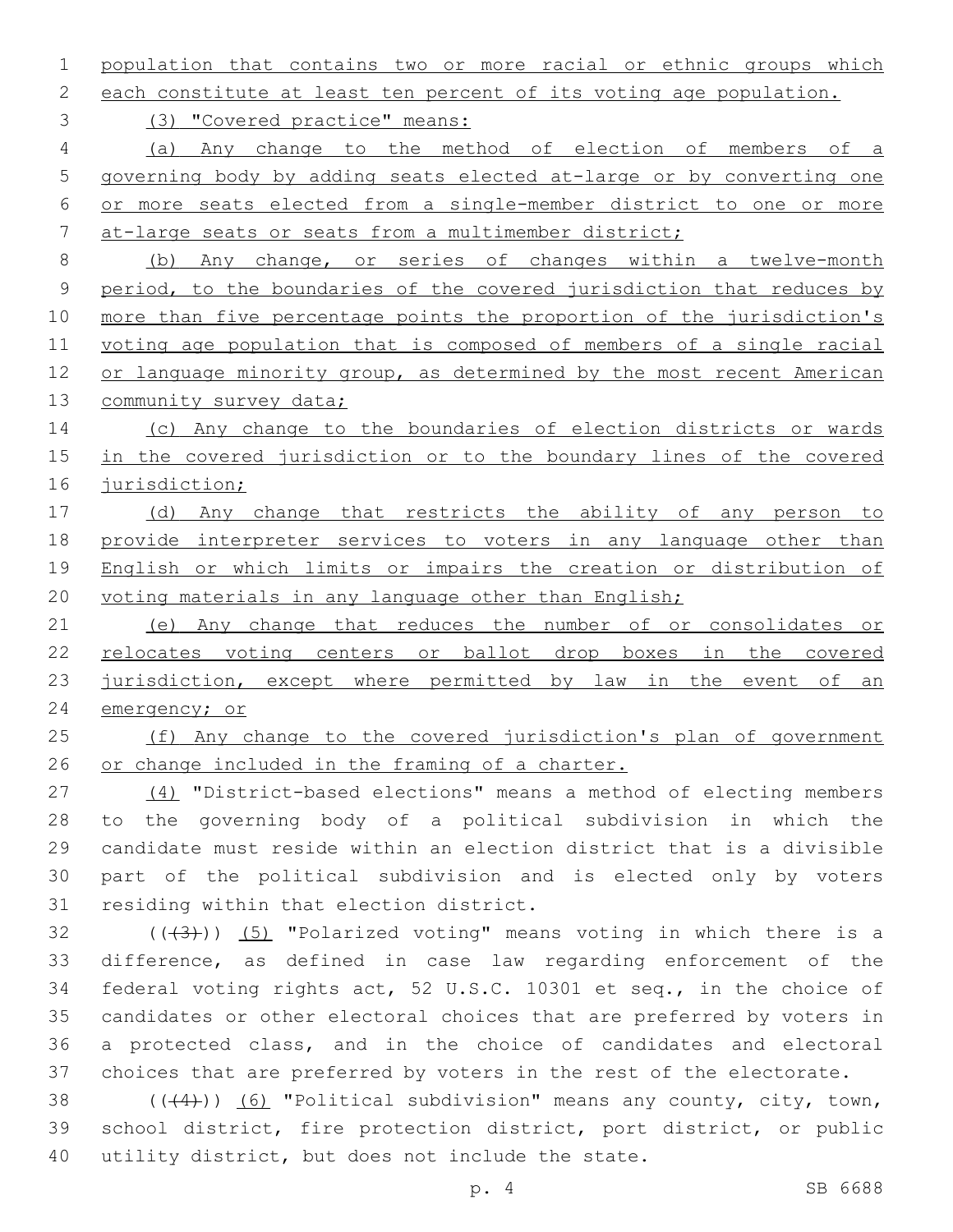population that contains two or more racial or ethnic groups which each constitute at least ten percent of its voting age population.

(3) "Covered practice" means:

(a) Any change to the method of election of members of a governing body by adding seats elected at-large or by converting one or more seats elected from a single-member district to one or more at-large seats or seats from a multimember district;

(b) Any change, or series of changes within a twelve-month period, to the boundaries of the covered jurisdiction that reduces by more than five percentage points the proportion of the jurisdiction's voting age population that is composed of members of a single racial or language minority group, as determined by the most recent American community survey data;

(c) Any change to the boundaries of election districts or wards in the covered jurisdiction or to the boundary lines of the covered jurisdiction;

(d) Any change that restricts the ability of any person to provide interpreter services to voters in any language other than English or which limits or impairs the creation or distribution of voting materials in any language other than English;

(e) Any change that reduces the number of or consolidates or relocates voting centers or ballot drop boxes in the covered jurisdiction, except where permitted by law in the event of an emergency; or

(f) Any change to the covered jurisdiction's plan of government or change included in the framing of a charter.

(4) "District-based elections" means a method of electing members to the governing body of a political subdivision in which the candidate must reside within an election district that is a divisible part of the political subdivision and is elected only by voters residing within that election district.

((~~(3)~~)) (5) "Polarized voting" means voting in which there is a difference, as defined in case law regarding enforcement of the federal voting rights act, 52 U.S.C. 10301 et seq., in the choice of candidates or other electoral choices that are preferred by voters in a protected class, and in the choice of candidates and electoral choices that are preferred by voters in the rest of the electorate.

((~~(4)~~)) (6) "Political subdivision" means any county, city, town, school district, fire protection district, port district, or public utility district, but does not include the state.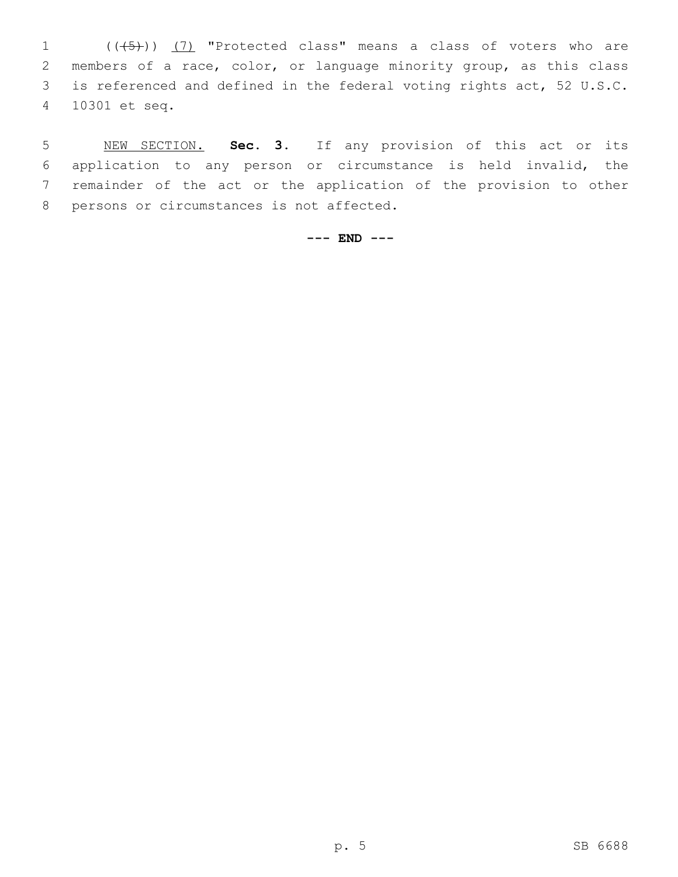(((5))) (7) "Protected class" means a class of voters who are members of a race, color, or language minority group, as this class is referenced and defined in the federal voting rights act, 52 U.S.C. 10301 et seq.

NEW SECTION. **Sec. 3.** If any provision of this act or its application to any person or circumstance is held invalid, the remainder of the act or the application of the provision to other persons or circumstances is not affected.

**--- END ---**